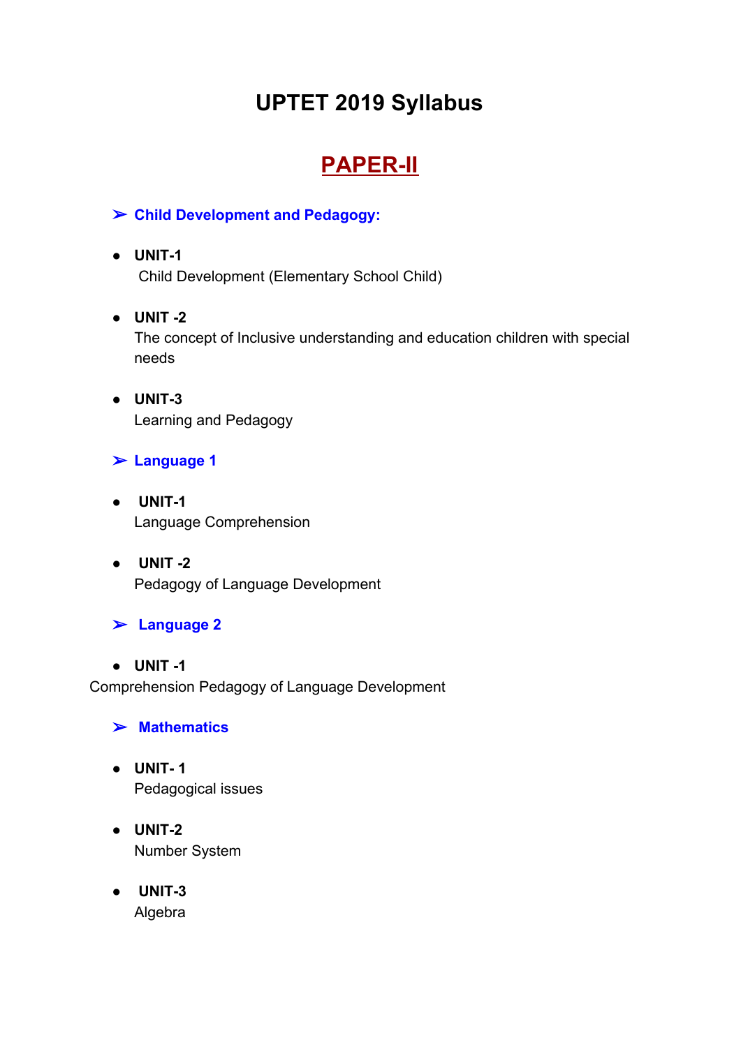# UPTET 2019 Syllabus

## PAPER-II

### ➢ Child Development and Pedagogy:

- **UNIT-1**
  Child Development (Elementary School Child)

- **UNIT -2**
  The concept of Inclusive understanding and education children with special needs

- **UNIT-3**
  Learning and Pedagogy

### ➢ Language 1

- **UNIT-1**
  Language Comprehension

- **UNIT -2**
  Pedagogy of Language Development

### ➢ Language 2

- **UNIT -1**

Comprehension Pedagogy of Language Development

### ➢ Mathematics

- **UNIT- 1**
  Pedagogical issues

- **UNIT-2**
  Number System

- **UNIT-3**
  Algebra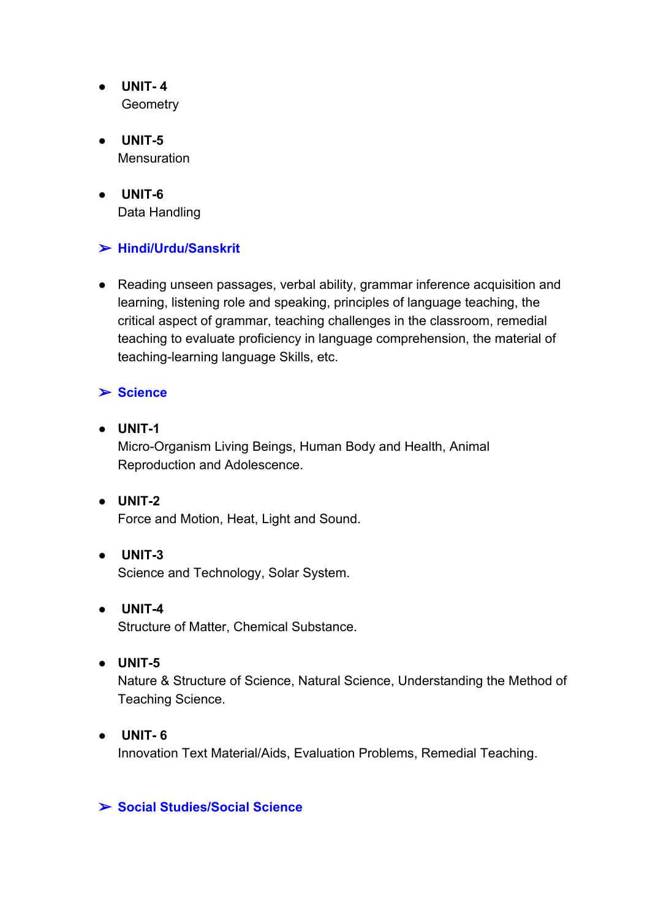- **UNIT- 4**
  Geometry

- **UNIT-5**
  Mensuration

- **UNIT-6**
  Data Handling

### ➢ Hindi/Urdu/Sanskrit

- Reading unseen passages, verbal ability, grammar inference acquisition and learning, listening role and speaking, principles of language teaching, the critical aspect of grammar, teaching challenges in the classroom, remedial teaching to evaluate proficiency in language comprehension, the material of teaching-learning language Skills, etc.

### ➢ Science

- **UNIT-1**
  Micro-Organism Living Beings, Human Body and Health, Animal Reproduction and Adolescence.

- **UNIT-2**
  Force and Motion, Heat, Light and Sound.

- **UNIT-3**
  Science and Technology, Solar System.

- **UNIT-4**
  Structure of Matter, Chemical Substance.

- **UNIT-5**
  Nature & Structure of Science, Natural Science, Understanding the Method of Teaching Science.

- **UNIT- 6**
  Innovation Text Material/Aids, Evaluation Problems, Remedial Teaching.

### ➢ Social Studies/Social Science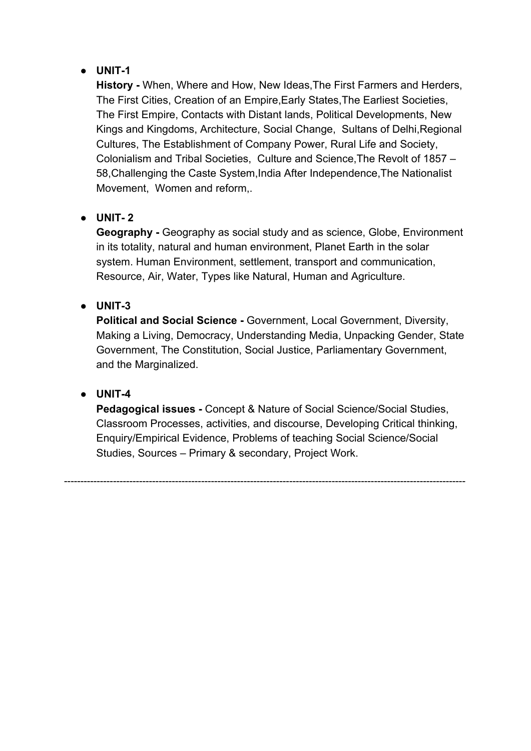- **UNIT-1**

  **History -** When, Where and How, New Ideas,The First Farmers and Herders, The First Cities, Creation of an Empire,Early States,The Earliest Societies, The First Empire, Contacts with Distant lands, Political Developments, New Kings and Kingdoms, Architecture, Social Change, Sultans of Delhi,Regional Cultures, The Establishment of Company Power, Rural Life and Society, Colonialism and Tribal Societies, Culture and Science,The Revolt of 1857 – 58,Challenging the Caste System,India After Independence,The Nationalist Movement, Women and reform,.

- **UNIT- 2**

  **Geography -** Geography as social study and as science, Globe, Environment in its totality, natural and human environment, Planet Earth in the solar system. Human Environment, settlement, transport and communication, Resource, Air, Water, Types like Natural, Human and Agriculture.

- **UNIT-3**

  **Political and Social Science -** Government, Local Government, Diversity, Making a Living, Democracy, Understanding Media, Unpacking Gender, State Government, The Constitution, Social Justice, Parliamentary Government, and the Marginalized.

- **UNIT-4**

  **Pedagogical issues -** Concept & Nature of Social Science/Social Studies, Classroom Processes, activities, and discourse, Developing Critical thinking, Enquiry/Empirical Evidence, Problems of teaching Social Science/Social Studies, Sources – Primary & secondary, Project Work.

---